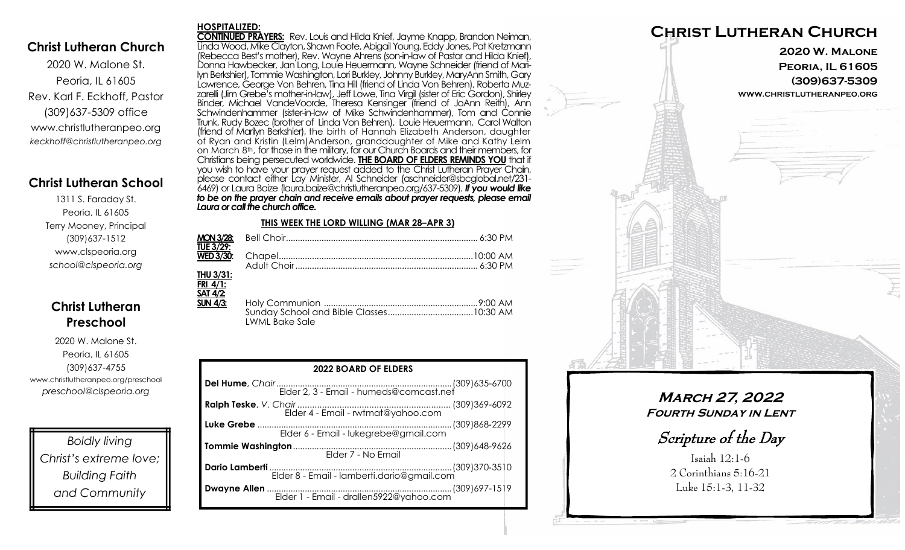## Christ Lutheran Church

2020 W. Malone St.
Peoria, IL 61605
Rev. Karl F. Eckhoff, Pastor
(309)637-5309 office
www.christlutheranpeo.org
*keckhoff@christlutheranpeo.org*

## Christ Lutheran School

1311 S. Faraday St.
Peoria, IL 61605
Terry Mooney, Principal
(309)637-1512
www.clspeoria.org
*school@clspeoria.org*

## Christ Lutheran Preschool

2020 W. Malone St.
Peoria, IL 61605
(309)637-4755
www.christlutheranpeo.org/preschool
*preschool@clspeoria.org*

*Boldly living Christ's extreme love; Building Faith and Community*

**HOSPITALIZED:**

**CONTINUED PRAYERS:** Rev. Louis and Hilda Knief, Jayme Knapp, Brandon Neiman, Linda Wood, Mike Clayton, Shawn Foote, Abigail Young, Eddy Jones, Pat Kretzmann (Rebecca Best's mother), Rev. Wayne Ahrens (son-in-law of Pastor and Hilda Knief), Donna Hawbecker, Jan Long, Louie Heuermann, Wayne Schneider (friend of Marilyn Berkshier), Tommie Washington, Lori Burkley, Johnny Burkley, MaryAnn Smith, Gary Lawrence, George Von Behren, Tina Hill (friend of Linda Von Behren), Roberta Muzzarelli (Jim Grebe's mother-in-law), Jeff Lowe, Tina Virgil (sister of Eric Gordon), Shirley Binder, Michael VandeVoorde, Theresa Kensinger (friend of JoAnn Reith), Ann Schwindenhammer (sister-in-law of Mike Schwindenhammer), Tom and Connie Trunk, Rudy Bozec (brother of Linda Von Behren), Louie Heuermann, Carol Walton (friend of Marilyn Berkshier), the birth of Hannah Elizabeth Anderson, daughter of Ryan and Kristin (Lelm)Anderson, granddaughter of Mike and Kathy Lelm on March 8th, for those in the military, for our Church Boards and their members, for Christians being persecuted worldwide. **THE BOARD OF ELDERS REMINDS YOU** that if you wish to have your prayer request added to the Christ Lutheran Prayer Chain, please contact either Lay Minister, Al Schneider (aschneider@sbcglobal.net/231-6469) or Laura Baize (laura.baize@christlutheranpeo.org/637-5309). ***If you would like to be on the prayer chain and receive emails about prayer requests, please email Laura or call the church office.***

**THIS WEEK THE LORD WILLING (MAR 28–APR 3)**

| | | |
|---|---|---|
| **MON 3/28:** | Bell Choir | 6:30 PM |
| **TUE 3/29:** | | |
| **WED 3/30:** | Chapel | 10:00 AM |
| | Adult Choir | 6:30 PM |
| **THU 3/31:** | | |
| **FRI 4/1:** | | |
| **SAT 4/2:** | | |
| **SUN 4/3:** | Holy Communion | 9:00 AM |
| | Sunday School and Bible Classes | 10:30 AM |
| | LWML Bake Sale | |

**2022 BOARD OF ELDERS**

| Name | Phone |
|---|---|
| **Del Hume**, *Chair* — Elder 2, 3 - Email - humeds@comcast.net | (309)635-6700 |
| **Ralph Teske**, *V. Chair* — Elder 4 - Email - rwtmat@yahoo.com | (309)369-6092 |
| **Luke Grebe** — Elder 6 - Email - lukegrebe@gmail.com | (309)868-2299 |
| **Tommie Washington** — Elder 7 - No Email | (309)648-9626 |
| **Dario Lamberti** — Elder 8 - Email - lamberti.dario@gmail.com | (309)370-3510 |
| **Dwayne Allen** — Elder 1 - Email - drallen5922@yahoo.com | (309)697-1519 |

# Christ Lutheran Church

**2020 W. Malone**
**Peoria, IL 61605**
**(309)637-5309**
**www.christlutheranpeo.org**

## March 27, 2022
**Fourth Sunday in Lent**

### Scripture of the Day

Isaiah 12:1-6
2 Corinthians 5:16-21
Luke 15:1-3, 11-32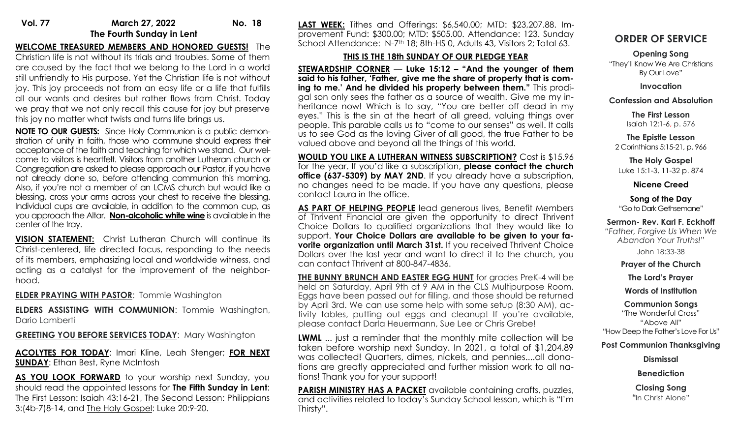**Vol. 77** **March 27, 2022** **No. 18**

**The Fourth Sunday in Lent**

**WELCOME TREASURED MEMBERS AND HONORED GUESTS!** The Christian life is not without its trials and troubles. Some of them are caused by the fact that we belong to the Lord in a world still unfriendly to His purpose. Yet the Christian life is not without joy. This joy proceeds not from an easy life or a life that fulfills all our wants and desires but rather flows from Christ. Today we pray that we not only recall this cause for joy but preserve this joy no matter what twists and turns life brings us.

**NOTE TO OUR GUESTS:** Since Holy Communion is a public demonstration of unity in faith, those who commune should express their acceptance of the faith and teaching for which we stand. Our welcome to visitors is heartfelt. Visitors from another Lutheran church or Congregation are asked to please approach our Pastor, if you have not already done so, before attending communion this morning. Also, if you're not a member of an LCMS church but would like a blessing, cross your arms across your chest to receive the blessing. Individual cups are available, in addition to the common cup, as you approach the Altar. **Non-alcoholic white wine** is available in the center of the tray.

**VISION STATEMENT:** Christ Lutheran Church will continue its Christ-centered, life directed focus, responding to the needs of its members, emphasizing local and worldwide witness, and acting as a catalyst for the improvement of the neighborhood.

**ELDER PRAYING WITH PASTOR**: Tommie Washington

**ELDERS ASSISTING WITH COMMUNION**: Tommie Washington, Dario Lamberti

**GREETING YOU BEFORE SERVICES TODAY**: Mary Washington

**ACOLYTES FOR TODAY**: Imari Kline, Leah Stenger; **FOR NEXT SUNDAY**: Ethan Best, Ryne McIntosh

**AS YOU LOOK FORWARD** to your worship next Sunday, you should read the appointed lessons for **The Fifth Sunday in Lent**: The First Lesson: Isaiah 43:16-21, The Second Lesson: Philippians 3:(4b-7)8-14, and The Holy Gospel: Luke 20:9-20.

**LAST WEEK:** Tithes and Offerings: $6,540.00; MTD: $23,207.88. Improvement Fund: $300.00; MTD: $505.00. Attendance: 123. Sunday School Attendance: N-7th 18; 8th-HS 0, Adults 43, Visitors 2; Total 63.

**THIS IS THE 18th SUNDAY OF OUR PLEDGE YEAR**

**STEWARDSHIP CORNER** — **Luke 15:12 – "And the younger of them said to his father, 'Father, give me the share of property that is coming to me.' And he divided his property between them."** This prodigal son only sees the father as a source of wealth. Give me my inheritance now! Which is to say, "You are better off dead in my eyes." This is the sin at the heart of all greed, valuing things over people. This parable calls us to "come to our senses" as well. It calls us to see God as the loving Giver of all good, the true Father to be valued above and beyond all the things of this world.

**WOULD YOU LIKE A LUTHERAN WITNESS SUBSCRIPTION?** Cost is $15.96 for the year. If you'd like a subscription, **please contact the church office (637-5309) by MAY 2ND**. If you already have a subscription, no changes need to be made. If you have any questions, please contact Laura in the office.

**AS PART OF HELPING PEOPLE** lead generous lives, Benefit Members of Thrivent Financial are given the opportunity to direct Thrivent Choice Dollars to qualified organizations that they would like to support. **Your Choice Dollars are available to be given to your favorite organization until March 31st.** If you received Thrivent Choice Dollars over the last year and want to direct it to the church, you can contact Thrivent at 800-847-4836.

**THE BUNNY BRUNCH AND EASTER EGG HUNT** for grades PreK-4 will be held on Saturday, April 9th at 9 AM in the CLS Multipurpose Room. Eggs have been passed out for filling, and those should be returned by April 3rd. We can use some help with some setup (8:30 AM), activity tables, putting out eggs and cleanup! If you're available, please contact Darla Heuermann, Sue Lee or Chris Grebe!

**LWML** ... just a reminder that the monthly mite collection will be taken before worship next Sunday. In 2021, a total of $1,204.89 was collected! Quarters, dimes, nickels, and pennies....all donations are greatly appreciated and further mission work to all nations! Thank you for your support!

**PARISH MINISTRY HAS A PACKET** available containing crafts, puzzles, and activities related to today's Sunday School lesson, which is "I'm Thirsty".

## ORDER OF SERVICE

**Opening Song**
"They'll Know We Are Christians By Our Love"

**Invocation**

**Confession and Absolution**

**The First Lesson**
Isaiah 12:1-6, p. 576

**The Epistle Lesson**
2 Corinthians 5:15-21, p. 966

**The Holy Gospel**
Luke 15:1-3, 11-32 p. 874

**Nicene Creed**

**Song of the Day**
"Go to Dark Gethsemane"

**Sermon- Rev. Karl F. Eckhoff**
*"Father, Forgive Us When We Abandon Your Truths!"*
John 18:33-38

**Prayer of the Church**

**The Lord's Prayer**

**Words of Institution**

**Communion Songs**
"The Wonderful Cross"
"Above All"
"How Deep the Father's Love For Us"

**Post Communion Thanksgiving**

**Dismissal**

**Benediction**

**Closing Song**
"In Christ Alone"